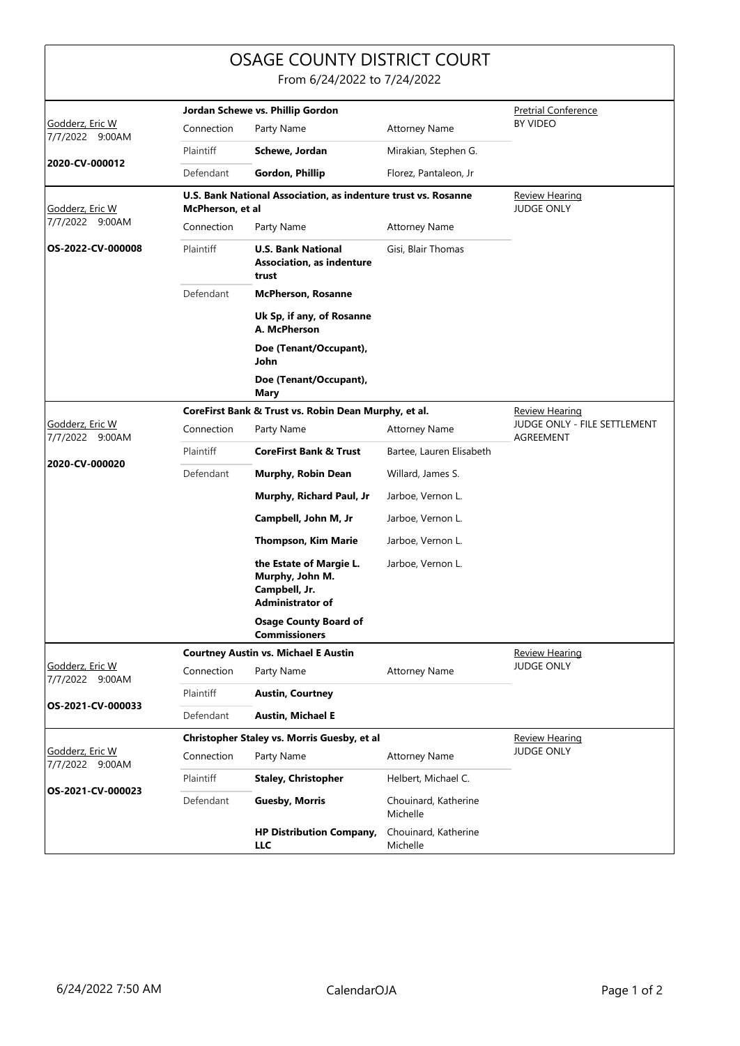# OSAGE COUNTY DISTRICT COURT

From 6/24/2022 to 7/24/2022

| Judge / Date / Case | Case Title | Connection | Party Name | Attorney Name | Hearing |
|---|---|---|---|---|---|
| Godderz, Eric W<br>7/7/2022 9:00AM<br>**2020-CV-000012** | **Jordan Schewe vs. Phillip Gordon** | | | | Pretrial Conference<br>BY VIDEO |
| | | Plaintiff | **Schewe, Jordan** | Mirakian, Stephen G. | |
| | | Defendant | **Gordon, Phillip** | Florez, Pantaleon, Jr | |
| Godderz, Eric W<br>7/7/2022 9:00AM<br>**OS-2022-CV-000008** | **U.S. Bank National Association, as indenture trust vs. Rosanne McPherson, et al** | | | | Review Hearing<br>JUDGE ONLY |
| | | Plaintiff | **U.S. Bank National Association, as indenture trust** | Gisi, Blair Thomas | |
| | | Defendant | **McPherson, Rosanne** | | |
| | | | **Uk Sp, if any, of Rosanne A. McPherson** | | |
| | | | **Doe (Tenant/Occupant), John** | | |
| | | | **Doe (Tenant/Occupant), Mary** | | |
| Godderz, Eric W<br>7/7/2022 9:00AM<br>**2020-CV-000020** | **CoreFirst Bank & Trust vs. Robin Dean Murphy, et al.** | | | | Review Hearing<br>JUDGE ONLY - FILE SETTLEMENT AGREEMENT |
| | | Plaintiff | **CoreFirst Bank & Trust** | Bartee, Lauren Elisabeth | |
| | | Defendant | **Murphy, Robin Dean** | Willard, James S. | |
| | | | **Murphy, Richard Paul, Jr** | Jarboe, Vernon L. | |
| | | | **Campbell, John M, Jr** | Jarboe, Vernon L. | |
| | | | **Thompson, Kim Marie** | Jarboe, Vernon L. | |
| | | | **the Estate of Margie L. Murphy, John M. Campbell, Jr. Administrator of** | Jarboe, Vernon L. | |
| | | | **Osage County Board of Commissioners** | | |
| Godderz, Eric W<br>7/7/2022 9:00AM<br>**OS-2021-CV-000033** | **Courtney Austin vs. Michael E Austin** | | | | Review Hearing<br>JUDGE ONLY |
| | | Plaintiff | **Austin, Courtney** | | |
| | | Defendant | **Austin, Michael E** | | |
| Godderz, Eric W<br>7/7/2022 9:00AM<br>**OS-2021-CV-000023** | **Christopher Staley vs. Morris Guesby, et al** | | | | Review Hearing<br>JUDGE ONLY |
| | | Plaintiff | **Staley, Christopher** | Helbert, Michael C. | |
| | | Defendant | **Guesby, Morris** | Chouinard, Katherine Michelle | |
| | | | **HP Distribution Company, LLC** | Chouinard, Katherine Michelle | |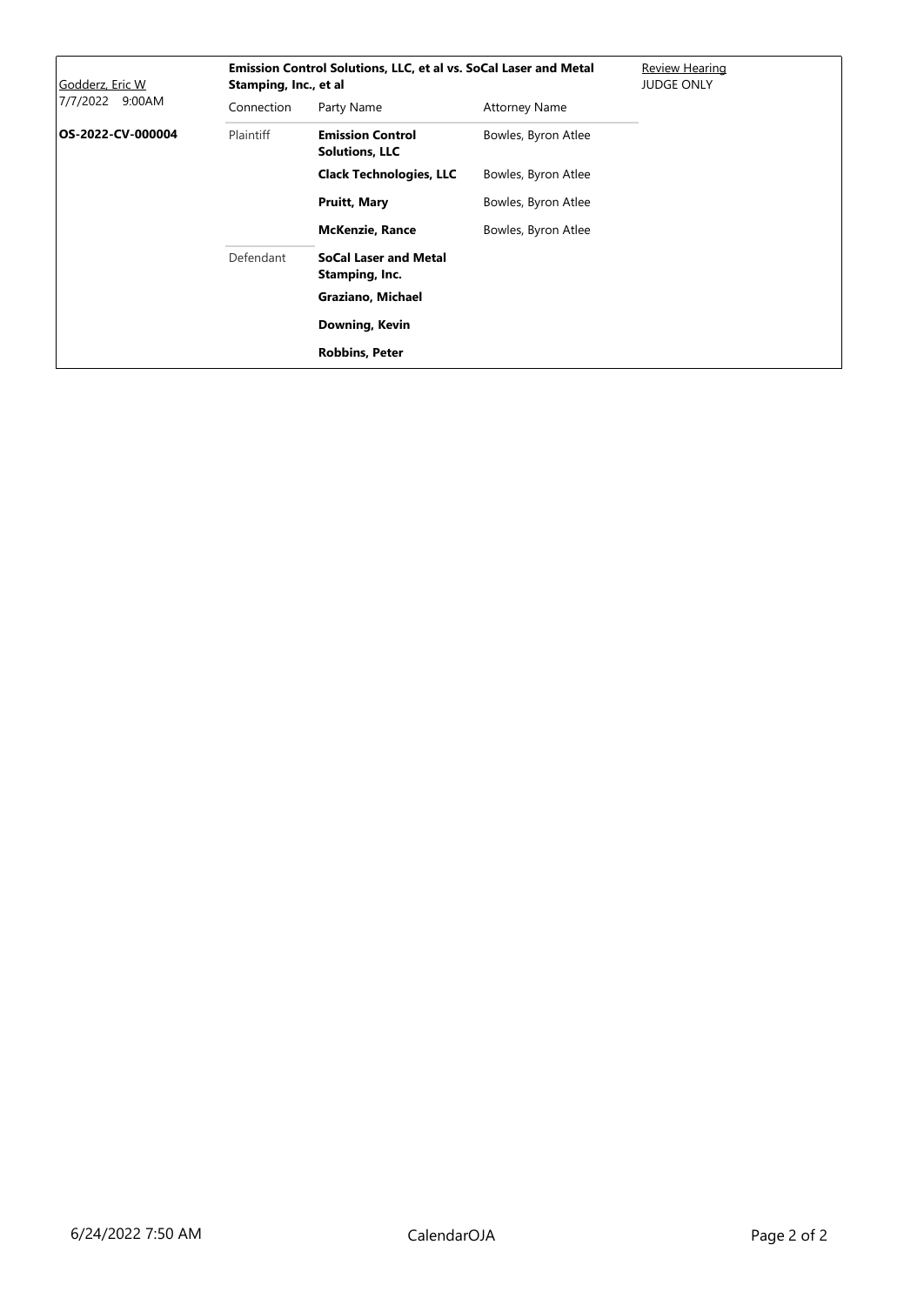| | | | | |
|---|---|---|---|---|
| Godderz, Eric W<br>7/7/2022 9:00AM | **Emission Control Solutions, LLC, et al vs. SoCal Laser and Metal Stamping, Inc., et al** | | | Review Hearing<br>JUDGE ONLY |
| | Connection | Party Name | Attorney Name | |
| **OS-2022-CV-000004** | Plaintiff | **Emission Control Solutions, LLC** | Bowles, Byron Atlee | |
| | | **Clack Technologies, LLC** | Bowles, Byron Atlee | |
| | | **Pruitt, Mary** | Bowles, Byron Atlee | |
| | | **McKenzie, Rance** | Bowles, Byron Atlee | |
| | Defendant | **SoCal Laser and Metal Stamping, Inc.** | | |
| | | **Graziano, Michael** | | |
| | | **Downing, Kevin** | | |
| | | **Robbins, Peter** | | |

6/24/2022 7:50 AM CalendarOJA